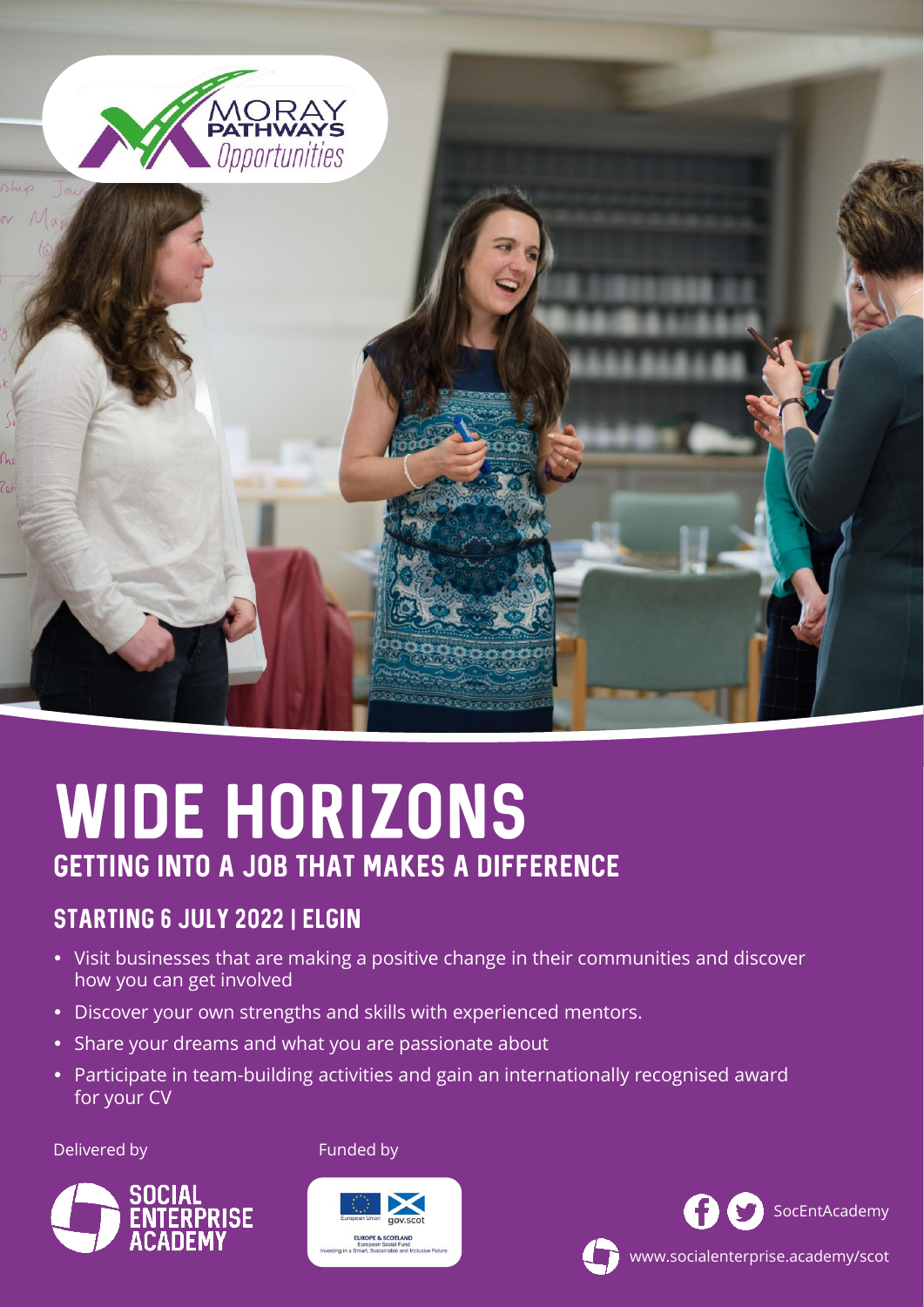MORAY PATHWAYS Opportunities

# WIDE HORIZONS

## GETTING INTO A JOB THAT MAKES A DIFFERENCE

### STARTING 6 JULY 2022 | ELGIN

- Visit businesses that are making a positive change in their communities and discover how you can get involved
- Discover your own strengths and skills with experienced mentors.
- Share your dreams and what you are passionate about
- Participate in team-building activities and gain an internationally recognised award for your CV

Delivered by

SOCIAL ENTERPRISE ACADEMY

Funded by

European Union gov.scot
EUROPE & SCOTLAND
European Social Fund
Investing in a Smart, Sustainable and Inclusive Future

SocEntAcademy

www.socialenterprise.academy/scot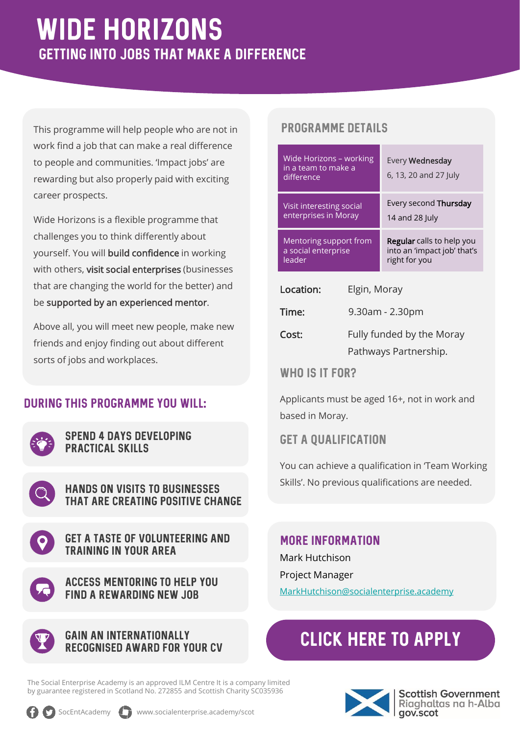# WIDE HORIZONS

## GETTING INTO JOBS THAT MAKE A DIFFERENCE

This programme will help people who are not in work find a job that can make a real difference to people and communities. 'Impact jobs' are rewarding but also properly paid with exciting career prospects.

Wide Horizons is a flexible programme that challenges you to think differently about yourself. You will **build confidence** in working with others, **visit social enterprises** (businesses that are changing the world for the better) and be **supported by an experienced mentor**.

Above all, you will meet new people, make new friends and enjoy finding out about different sorts of jobs and workplaces.

## DURING THIS PROGRAMME YOU WILL:

- SPEND 4 DAYS DEVELOPING PRACTICAL SKILLS
- HANDS ON VISITS TO BUSINESSES THAT ARE CREATING POSITIVE CHANGE
- GET A TASTE OF VOLUNTEERING AND TRAINING IN YOUR AREA
- ACCESS MENTORING TO HELP YOU FIND A REWARDING NEW JOB
- GAIN AN INTERNATIONALLY RECOGNISED AWARD FOR YOUR CV

## PROGRAMME DETAILS

| | |
|---|---|
| Wide Horizons – working in a team to make a difference | Every **Wednesday** 6, 13, 20 and 27 July |
| Visit interesting social enterprises in Moray | Every second **Thursday** 14 and 28 July |
| Mentoring support from a social enterprise leader | **Regular** calls to help you into an 'impact job' that's right for you |

**Location:** Elgin, Moray

**Time:** 9.30am - 2.30pm

**Cost:** Fully funded by the Moray Pathways Partnership.

## WHO IS IT FOR?

Applicants must be aged 16+, not in work and based in Moray.

## GET A QUALIFICATION

You can achieve a qualification in 'Team Working Skills'. No previous qualifications are needed.

## MORE INFORMATION

Mark Hutchison

Project Manager

MarkHutchison@socialenterprise.academy

**CLICK HERE TO APPLY**

The Social Enterprise Academy is an approved ILM Centre It is a company limited by guarantee registered in Scotland No. 272855 and Scottish Charity SC035936

SocEntAcademy www.socialenterprise.academy/scot

Scottish Government
Riaghaltas na h-Alba
gov.scot